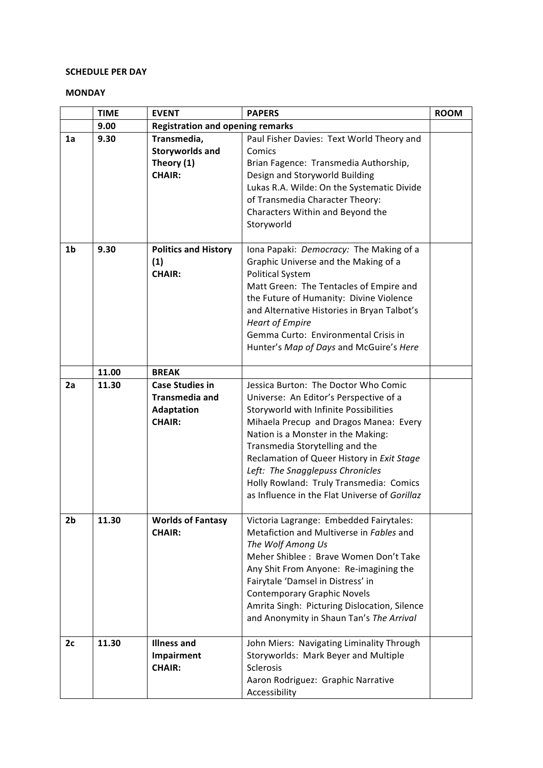**SCHEDULE PER DAY**

**MONDAY**

| | TIME | EVENT | PAPERS | ROOM |
|---|---|---|---|---|
| | 9.00 | **Registration and opening remarks** | | |
| **1a** | 9.30 | **Transmedia, Storyworlds and Theory (1)** **CHAIR:** | Paul Fisher Davies: Text World Theory and Comics<br>Brian Fagence: Transmedia Authorship, Design and Storyworld Building<br>Lukas R.A. Wilde: On the Systematic Divide of Transmedia Character Theory: Characters Within and Beyond the Storyworld | |
| **1b** | 9.30 | **Politics and History (1)** **CHAIR:** | Iona Papaki: *Democracy:* The Making of a Graphic Universe and the Making of a Political System<br>Matt Green: The Tentacles of Empire and the Future of Humanity: Divine Violence and Alternative Histories in Bryan Talbot's *Heart of Empire*<br>Gemma Curto: Environmental Crisis in Hunter's *Map of Days* and McGuire's *Here* | |
| | 11.00 | **BREAK** | | |
| **2a** | 11.30 | **Case Studies in Transmedia and Adaptation** **CHAIR:** | Jessica Burton: The Doctor Who Comic Universe: An Editor's Perspective of a Storyworld with Infinite Possibilities<br>Mihaela Precup and Dragos Manea: Every Nation is a Monster in the Making: Transmedia Storytelling and the Reclamation of Queer History in *Exit Stage Left: The Snagglepuss Chronicles*<br>Holly Rowland: Truly Transmedia: Comics as Influence in the Flat Universe of *Gorillaz* | |
| **2b** | 11.30 | **Worlds of Fantasy** **CHAIR:** | Victoria Lagrange: Embedded Fairytales: Metafiction and Multiverse in *Fables* and *The Wolf Among Us*<br>Meher Shiblee : Brave Women Don't Take Any Shit From Anyone: Re-imagining the Fairytale 'Damsel in Distress' in Contemporary Graphic Novels<br>Amrita Singh: Picturing Dislocation, Silence and Anonymity in Shaun Tan's *The Arrival* | |
| **2c** | 11.30 | **Illness and Impairment** **CHAIR:** | John Miers: Navigating Liminality Through Storyworlds: Mark Beyer and Multiple Sclerosis<br>Aaron Rodriguez: Graphic Narrative Accessibility | |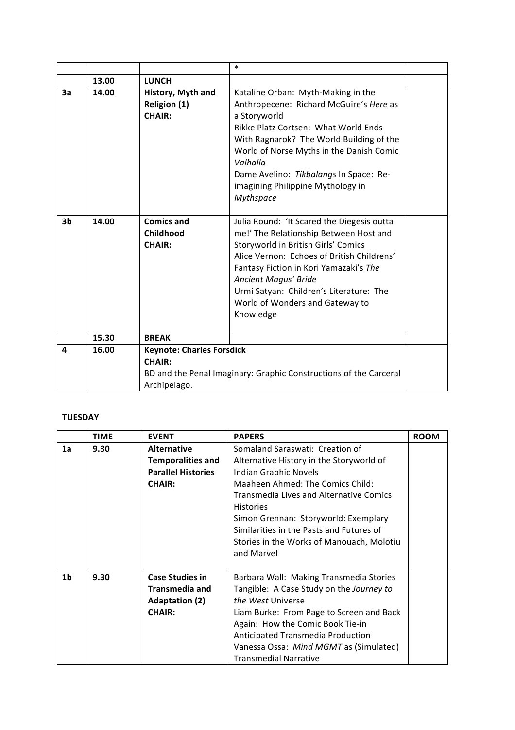| | | | * | |
|---|---|---|---|---|
| | 13.00 | **LUNCH** | | |
| **3a** | 14.00 | **History, Myth and Religion (1)**<br>**CHAIR:** | Kataline Orban: Myth-Making in the Anthropecene: Richard McGuire's *Here* as a Storyworld<br>Rikke Platz Cortsen: What World Ends With Ragnarok? The World Building of the World of Norse Myths in the Danish Comic *Valhalla*<br>Dame Avelino: *Tikbalangs* In Space: Re-imagining Philippine Mythology in *Mythspace* | |
| **3b** | 14.00 | **Comics and Childhood**<br>**CHAIR:** | Julia Round: 'It Scared the Diegesis outta me!' The Relationship Between Host and Storyworld in British Girls' Comics<br>Alice Vernon: Echoes of British Childrens' Fantasy Fiction in Kori Yamazaki's *The Ancient Magus' Bride*<br>Urmi Satyan: Children's Literature: The World of Wonders and Gateway to Knowledge | |
| | 15.30 | **BREAK** | | |
| **4** | 16.00 | **Keynote: Charles Forsdick**<br>**CHAIR:**<br>BD and the Penal Imaginary: Graphic Constructions of the Carceral Archipelago. | | |

**TUESDAY**

| | TIME | EVENT | PAPERS | ROOM |
|---|---|---|---|---|
| **1a** | 9.30 | **Alternative Temporalities and Parallel Histories**<br>**CHAIR:** | Somaland Saraswati: Creation of Alternative History in the Storyworld of Indian Graphic Novels<br>Maaheen Ahmed: The Comics Child: Transmedia Lives and Alternative Comics Histories<br>Simon Grennan: Storyworld: Exemplary Similarities in the Pasts and Futures of Stories in the Works of Manouach, Molotiu and Marvel | |
| **1b** | 9.30 | **Case Studies in Transmedia and Adaptation (2)**<br>**CHAIR:** | Barbara Wall: Making Transmedia Stories Tangible: A Case Study on the *Journey to the West* Universe<br>Liam Burke: From Page to Screen and Back Again: How the Comic Book Tie-in Anticipated Transmedia Production<br>Vanessa Ossa: *Mind MGMT* as (Simulated) Transmedial Narrative | |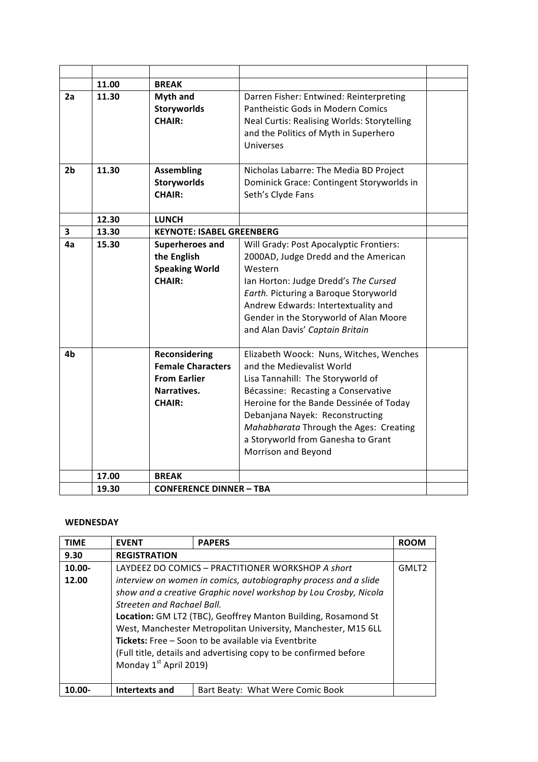| | | | | |
|---|---|---|---|---|
| | 11.00 | **BREAK** | | |
| **2a** | 11.30 | **Myth and Storyworlds CHAIR:** | Darren Fisher: Entwined: Reinterpreting Pantheistic Gods in Modern Comics<br>Neal Curtis: Realising Worlds: Storytelling and the Politics of Myth in Superhero Universes | |
| **2b** | 11.30 | **Assembling Storyworlds CHAIR:** | Nicholas Labarre: The Media BD Project<br>Dominick Grace: Contingent Storyworlds in Seth's Clyde Fans | |
| | 12.30 | **LUNCH** | | |
| **3** | 13.30 | **KEYNOTE: ISABEL GREENBERG** | | |
| **4a** | 15.30 | **Superheroes and the English Speaking World CHAIR:** | Will Grady: Post Apocalyptic Frontiers: 2000AD, Judge Dredd and the American Western<br>Ian Horton: Judge Dredd's *The Cursed Earth.* Picturing a Baroque Storyworld<br>Andrew Edwards: Intertextuality and Gender in the Storyworld of Alan Moore and Alan Davis' *Captain Britain* | |
| **4b** | | **Reconsidering Female Characters From Earlier Narratives. CHAIR:** | Elizabeth Woock: Nuns, Witches, Wenches and the Medievalist World<br>Lisa Tannahill: The Storyworld of Bécassine: Recasting a Conservative Heroine for the Bande Dessinée of Today<br>Debanjana Nayek: Reconstructing *Mahabharata* Through the Ages: Creating a Storyworld from Ganesha to Grant Morrison and Beyond | |
| | 17.00 | **BREAK** | | |
| | 19.30 | **CONFERENCE DINNER – TBA** | | |

**WEDNESDAY**

| TIME | EVENT | PAPERS | ROOM |
|---|---|---|---|
| **9.30** | **REGISTRATION** | | |
| **10.00-12.00** | LAYDEEZ DO COMICS – PRACTITIONER WORKSHOP *A short interview on women in comics, autobiography process and a slide show and a creative Graphic novel workshop by Lou Crosby, Nicola Streeten and Rachael Ball.*<br>**Location:** GM LT2 (TBC), Geoffrey Manton Building, Rosamond St West, Manchester Metropolitan University, Manchester, M15 6LL<br>**Tickets:** Free – Soon to be available via Eventbrite<br>(Full title, details and advertising copy to be confirmed before Monday 1st April 2019) | | GMLT2 |
| **10.00-** | **Intertexts and** | Bart Beaty: What Were Comic Book | |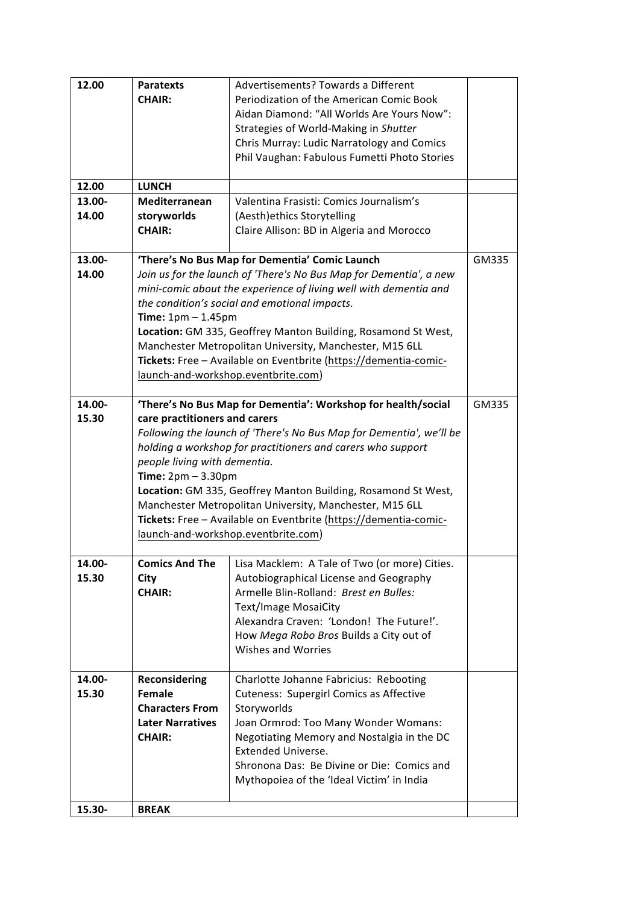| 12.00 | **Paratexts**<br>**CHAIR:** | Advertisements? Towards a Different Periodization of the American Comic Book<br>Aidan Diamond: "All Worlds Are Yours Now": Strategies of World-Making in *Shutter*<br>Chris Murray: Ludic Narratology and Comics<br>Phil Vaughan: Fabulous Fumetti Photo Stories | |
|---|---|---|---|
| 12.00 | **LUNCH** | | |
| 13.00-14.00 | **Mediterranean storyworlds**<br>**CHAIR:** | Valentina Frasisti: Comics Journalism's (Aesth)ethics Storytelling<br>Claire Allison: BD in Algeria and Morocco | |
| 13.00-14.00 | **'There's No Bus Map for Dementia' Comic Launch**<br>*Join us for the launch of 'There's No Bus Map for Dementia', a new mini-comic about the experience of living well with dementia and the condition's social and emotional impacts.*<br>**Time:** 1pm – 1.45pm<br>**Location:** GM 335, Geoffrey Manton Building, Rosamond St West, Manchester Metropolitan University, Manchester, M15 6LL<br>**Tickets:** Free – Available on Eventbrite (https://dementia-comic-launch-and-workshop.eventbrite.com) | | GM335 |
| 14.00-15.30 | **'There's No Bus Map for Dementia': Workshop for health/social care practitioners and carers**<br>*Following the launch of 'There's No Bus Map for Dementia', we'll be holding a workshop for practitioners and carers who support people living with dementia.*<br>**Time:** 2pm – 3.30pm<br>**Location:** GM 335, Geoffrey Manton Building, Rosamond St West, Manchester Metropolitan University, Manchester, M15 6LL<br>**Tickets:** Free – Available on Eventbrite (https://dementia-comic-launch-and-workshop.eventbrite.com) | | GM335 |
| 14.00-15.30 | **Comics And The City**<br>**CHAIR:** | Lisa Macklem: A Tale of Two (or more) Cities. Autobiographical License and Geography<br>Armelle Blin-Rolland: *Brest en Bulles:* Text/Image MosaiCity<br>Alexandra Craven: 'London! The Future!'. How *Mega Robo Bros* Builds a City out of Wishes and Worries | |
| 14.00-15.30 | **Reconsidering Female Characters From Later Narratives**<br>**CHAIR:** | Charlotte Johanne Fabricius: Rebooting Cuteness: Supergirl Comics as Affective Storyworlds<br>Joan Ormrod: Too Many Wonder Womans: Negotiating Memory and Nostalgia in the DC Extended Universe.<br>Shronona Das: Be Divine or Die: Comics and Mythopoiea of the 'Ideal Victim' in India | |
| 15.30- | **BREAK** | | |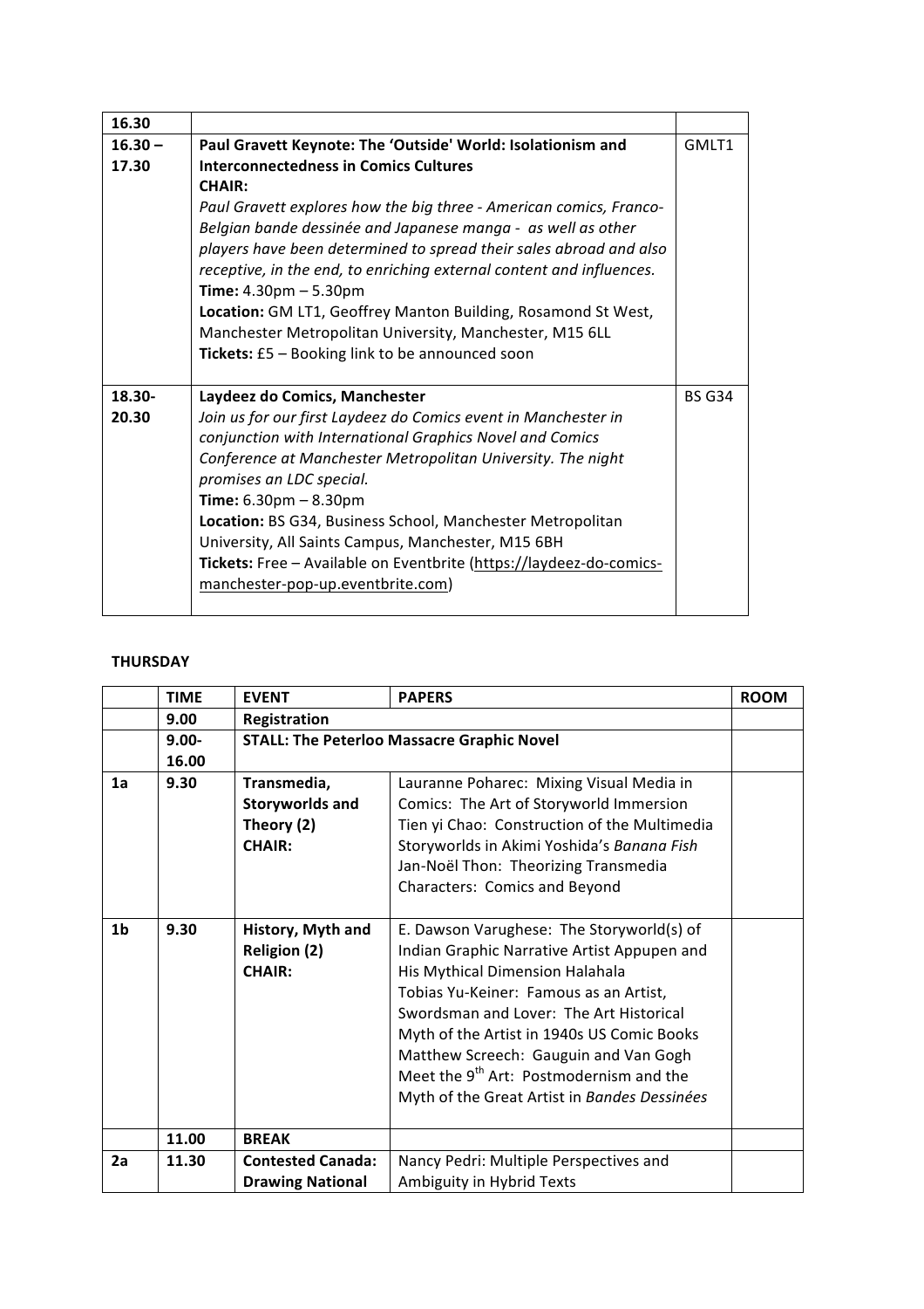| 16.30 | | |
|---|---|---|
| 16.30 – 17.30 | **Paul Gravett Keynote: The 'Outside' World: Isolationism and Interconnectedness in Comics Cultures**<br>**CHAIR:**<br>*Paul Gravett explores how the big three - American comics, Franco-Belgian bande dessinée and Japanese manga - as well as other players have been determined to spread their sales abroad and also receptive, in the end, to enriching external content and influences.*<br>**Time:** 4.30pm – 5.30pm<br>**Location:** GM LT1, Geoffrey Manton Building, Rosamond St West, Manchester Metropolitan University, Manchester, M15 6LL<br>**Tickets:** £5 – Booking link to be announced soon | GMLT1 |
| 18.30-20.30 | **Laydeez do Comics, Manchester**<br>*Join us for our first Laydeez do Comics event in Manchester in conjunction with International Graphics Novel and Comics Conference at Manchester Metropolitan University. The night promises an LDC special.*<br>**Time:** 6.30pm – 8.30pm<br>**Location:** BS G34, Business School, Manchester Metropolitan University, All Saints Campus, Manchester, M15 6BH<br>**Tickets:** Free – Available on Eventbrite (https://laydeez-do-comics-manchester-pop-up.eventbrite.com) | BS G34 |

**THURSDAY**

| | TIME | EVENT | PAPERS | ROOM |
|---|---|---|---|---|
| | 9.00 | **Registration** | | |
| | 9.00-16.00 | **STALL: The Peterloo Massacre Graphic Novel** | | |
| 1a | 9.30 | **Transmedia, Storyworlds and Theory (2)**<br>**CHAIR:** | Lauranne Poharec: Mixing Visual Media in Comics: The Art of Storyworld Immersion<br>Tien yi Chao: Construction of the Multimedia Storyworlds in Akimi Yoshida's *Banana Fish*<br>Jan-Noël Thon: Theorizing Transmedia Characters: Comics and Beyond | |
| 1b | 9.30 | **History, Myth and Religion (2)**<br>**CHAIR:** | E. Dawson Varughese: The Storyworld(s) of Indian Graphic Narrative Artist Appupen and His Mythical Dimension Halahala<br>Tobias Yu-Keiner: Famous as an Artist, Swordsman and Lover: The Art Historical Myth of the Artist in 1940s US Comic Books<br>Matthew Screech: Gauguin and Van Gogh Meet the 9th Art: Postmodernism and the Myth of the Great Artist in *Bandes Dessinées* | |
| | 11.00 | **BREAK** | | |
| 2a | 11.30 | **Contested Canada: Drawing National** | Nancy Pedri: Multiple Perspectives and Ambiguity in Hybrid Texts | |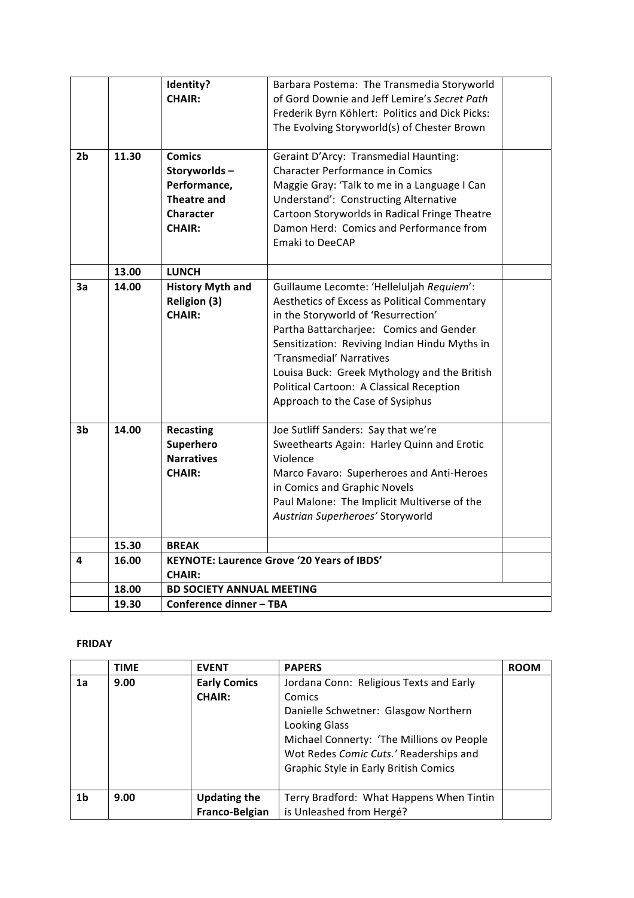|  |  | **Identity?** **CHAIR:** | Barbara Postema: The Transmedia Storyworld of Gord Downie and Jeff Lemire's *Secret Path* Frederik Byrn Köhlert: Politics and Dick Picks: The Evolving Storyworld(s) of Chester Brown |  |
|---|---|---|---|---|
| **2b** | **11.30** | **Comics Storyworlds – Performance, Theatre and Character** **CHAIR:** | Geraint D'Arcy: Transmedial Haunting: Character Performance in Comics Maggie Gray: 'Talk to me in a Language I Can Understand': Constructing Alternative Cartoon Storyworlds in Radical Fringe Theatre Damon Herd: Comics and Performance from Emaki to DeeCAP |  |
|  | **13.00** | **LUNCH** |  |  |
| **3a** | **14.00** | **History Myth and Religion (3)** **CHAIR:** | Guillaume Lecomte: 'Helleluljah *Requiem*': Aesthetics of Excess as Political Commentary in the Storyworld of 'Resurrection' Partha Battarcharjee: Comics and Gender Sensitization: Reviving Indian Hindu Myths in 'Transmedial' Narratives Louisa Buck: Greek Mythology and the British Political Cartoon: A Classical Reception Approach to the Case of Sysiphus |  |
| **3b** | **14.00** | **Recasting Superhero Narratives** **CHAIR:** | Joe Sutliff Sanders: Say that we're Sweethearts Again: Harley Quinn and Erotic Violence Marco Favaro: Superheroes and Anti-Heroes in Comics and Graphic Novels Paul Malone: The Implicit Multiverse of the *Austrian Superheroes'* Storyworld |  |
|  | **15.30** | **BREAK** |  |  |
| **4** | **16.00** | **KEYNOTE: Laurence Grove '20 Years of IBDS'** **CHAIR:** |  |  |
|  | **18.00** | **BD SOCIETY ANNUAL MEETING** |  |  |
|  | **19.30** | **Conference dinner – TBA** |  |  |

**FRIDAY**

|  | **TIME** | **EVENT** | **PAPERS** | **ROOM** |
|---|---|---|---|---|
| **1a** | **9.00** | **Early Comics** **CHAIR:** | Jordana Conn: Religious Texts and Early Comics Danielle Schwetner: Glasgow Northern Looking Glass Michael Connerty: 'The Millions ov People Wot Redes *Comic Cuts.*' Readerships and Graphic Style in Early British Comics |  |
| **1b** | **9.00** | **Updating the Franco-Belgian** | Terry Bradford: What Happens When Tintin is Unleashed from Hergé? |  |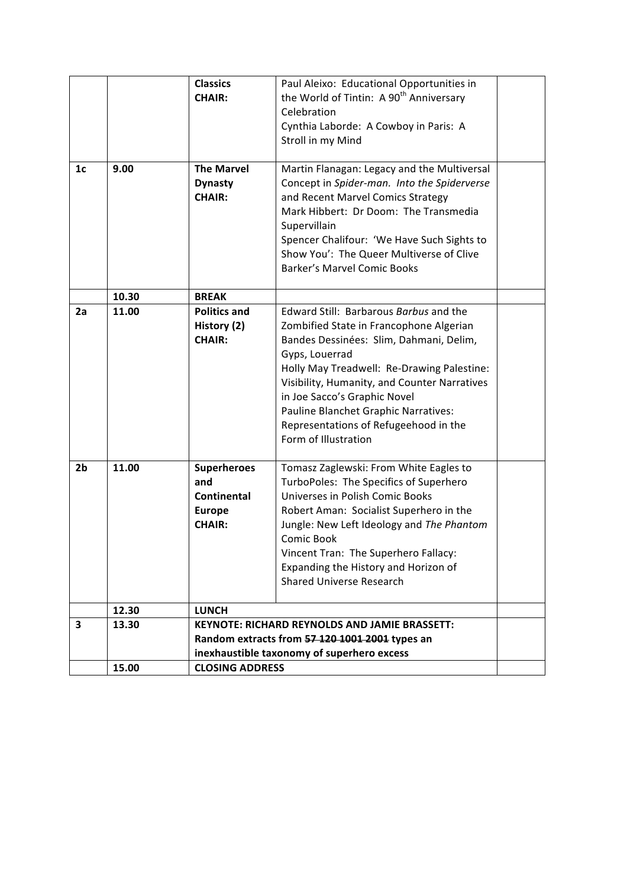| | | | | |
|---|---|---|---|---|
| | | **Classics**<br>**CHAIR:** | Paul Aleixo: Educational Opportunities in the World of Tintin: A 90th Anniversary Celebration<br>Cynthia Laborde: A Cowboy in Paris: A Stroll in my Mind | |
| **1c** | **9.00** | **The Marvel Dynasty**<br>**CHAIR:** | Martin Flanagan: Legacy and the Multiversal Concept in *Spider-man. Into the Spiderverse* and Recent Marvel Comics Strategy<br>Mark Hibbert: Dr Doom: The Transmedia Supervillain<br>Spencer Chalifour: 'We Have Such Sights to Show You': The Queer Multiverse of Clive Barker's Marvel Comic Books | |
| | **10.30** | **BREAK** | | |
| **2a** | **11.00** | **Politics and History (2)**<br>**CHAIR:** | Edward Still: Barbarous *Barbus* and the Zombified State in Francophone Algerian Bandes Dessinées: Slim, Dahmani, Delim, Gyps, Louerrad<br>Holly May Treadwell: Re-Drawing Palestine: Visibility, Humanity, and Counter Narratives in Joe Sacco's Graphic Novel<br>Pauline Blanchet Graphic Narratives: Representations of Refugeehood in the Form of Illustration | |
| **2b** | **11.00** | **Superheroes and Continental Europe**<br>**CHAIR:** | Tomasz Zaglewski: From White Eagles to TurboPoles: The Specifics of Superhero Universes in Polish Comic Books<br>Robert Aman: Socialist Superhero in the Jungle: New Left Ideology and *The Phantom* Comic Book<br>Vincent Tran: The Superhero Fallacy: Expanding the History and Horizon of Shared Universe Research | |
| | **12.30** | **LUNCH** | | |
| **3** | **13.30** | **KEYNOTE: RICHARD REYNOLDS AND JAMIE BRASSETT: Random extracts from ~~57 120 1001 2001~~ types an inexhaustible taxonomy of superhero excess** | | |
| | **15.00** | **CLOSING ADDRESS** | | |